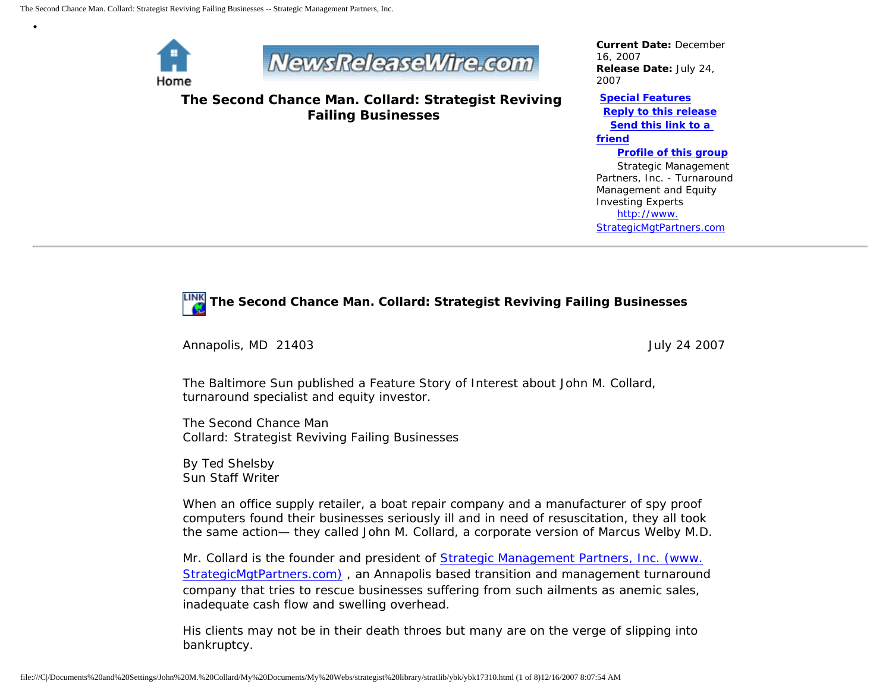Home

# The Second Chance Man. Collard: Strategist Reviving Failing Businesses

**Current Date:** December 16, 2007
**Release Date:** July 24, 2007

**Special Features**
**Reply to this release**
**Send this link to a friend**
**Profile of this group**

Strategic Management Partners, Inc. - Turnaround Management and Equity Investing Experts
http://www.StrategicMgtPartners.com

---

## The Second Chance Man. Collard: Strategist Reviving Failing Businesses

Annapolis, MD 21403 July 24 2007

The Baltimore Sun published a Feature Story of Interest about John M. Collard, turnaround specialist and equity investor.

The Second Chance Man
Collard: Strategist Reviving Failing Businesses

By Ted Shelsby
Sun Staff Writer

When an office supply retailer, a boat repair company and a manufacturer of spy proof computers found their businesses seriously ill and in need of resuscitation, they all took the same action— they called John M. Collard, a corporate version of Marcus Welby M.D.

Mr. Collard is the founder and president of Strategic Management Partners, Inc. (www.StrategicMgtPartners.com) , an Annapolis based transition and management turnaround company that tries to rescue businesses suffering from such ailments as anemic sales, inadequate cash flow and swelling overhead.

His clients may not be in their death throes but many are on the verge of slipping into bankruptcy.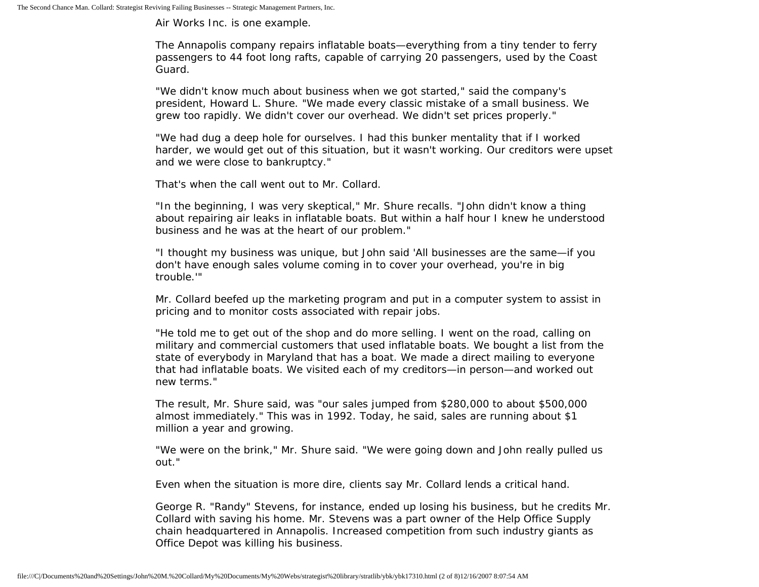Air Works Inc. is one example.

The Annapolis company repairs inflatable boats—everything from a tiny tender to ferry passengers to 44 foot long rafts, capable of carrying 20 passengers, used by the Coast Guard.

"We didn't know much about business when we got started," said the company's president, Howard L. Shure. "We made every classic mistake of a small business. We grew too rapidly. We didn't cover our overhead. We didn't set prices properly."

"We had dug a deep hole for ourselves. I had this bunker mentality that if I worked harder, we would get out of this situation, but it wasn't working. Our creditors were upset and we were close to bankruptcy."

That's when the call went out to Mr. Collard.

"In the beginning, I was very skeptical," Mr. Shure recalls. "John didn't know a thing about repairing air leaks in inflatable boats. But within a half hour I knew he understood business and he was at the heart of our problem."

"I thought my business was unique, but John said 'All businesses are the same—if you don't have enough sales volume coming in to cover your overhead, you're in big trouble.'"

Mr. Collard beefed up the marketing program and put in a computer system to assist in pricing and to monitor costs associated with repair jobs.

"He told me to get out of the shop and do more selling. I went on the road, calling on military and commercial customers that used inflatable boats. We bought a list from the state of everybody in Maryland that has a boat. We made a direct mailing to everyone that had inflatable boats. We visited each of my creditors—in person—and worked out new terms."

The result, Mr. Shure said, was "our sales jumped from $280,000 to about $500,000 almost immediately." This was in 1992. Today, he said, sales are running about $1 million a year and growing.

"We were on the brink," Mr. Shure said. "We were going down and John really pulled us out."

Even when the situation is more dire, clients say Mr. Collard lends a critical hand.

George R. "Randy" Stevens, for instance, ended up losing his business, but he credits Mr. Collard with saving his home. Mr. Stevens was a part owner of the Help Office Supply chain headquartered in Annapolis. Increased competition from such industry giants as Office Depot was killing his business.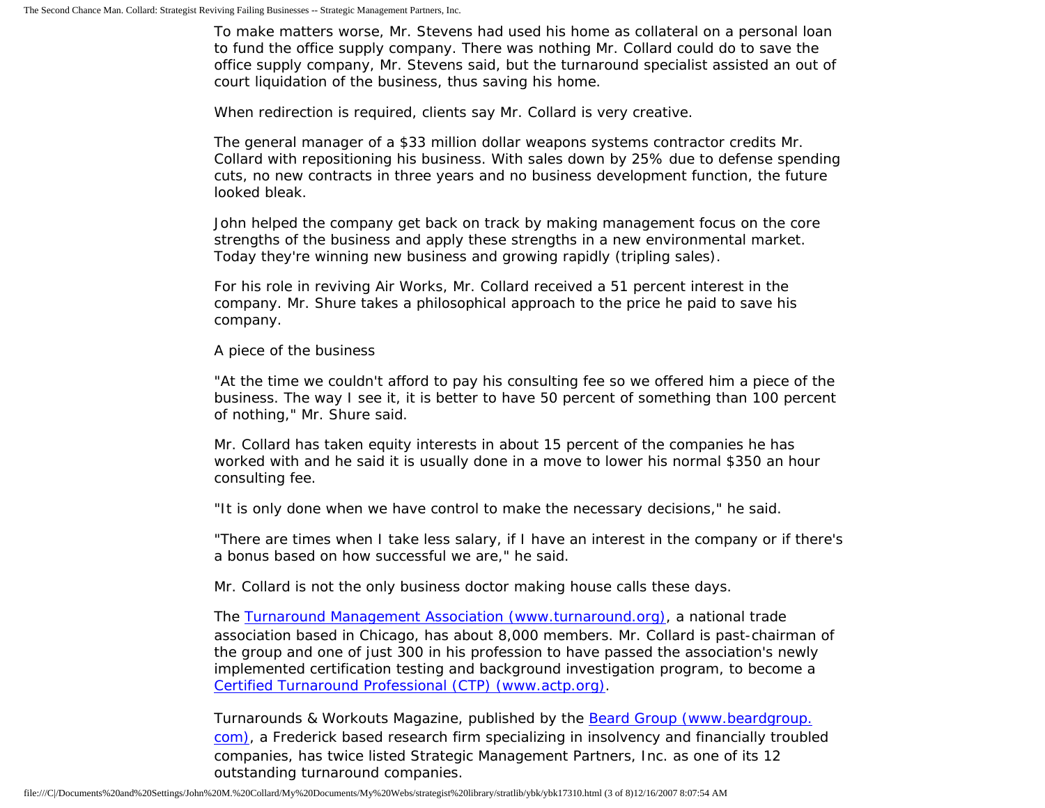To make matters worse, Mr. Stevens had used his home as collateral on a personal loan to fund the office supply company. There was nothing Mr. Collard could do to save the office supply company, Mr. Stevens said, but the turnaround specialist assisted an out of court liquidation of the business, thus saving his home.

When redirection is required, clients say Mr. Collard is very creative.

The general manager of a $33 million dollar weapons systems contractor credits Mr. Collard with repositioning his business. With sales down by 25% due to defense spending cuts, no new contracts in three years and no business development function, the future looked bleak.

John helped the company get back on track by making management focus on the core strengths of the business and apply these strengths in a new environmental market. Today they're winning new business and growing rapidly (tripling sales).

For his role in reviving Air Works, Mr. Collard received a 51 percent interest in the company. Mr. Shure takes a philosophical approach to the price he paid to save his company.

A piece of the business

"At the time we couldn't afford to pay his consulting fee so we offered him a piece of the business. The way I see it, it is better to have 50 percent of something than 100 percent of nothing," Mr. Shure said.

Mr. Collard has taken equity interests in about 15 percent of the companies he has worked with and he said it is usually done in a move to lower his normal $350 an hour consulting fee.

"It is only done when we have control to make the necessary decisions," he said.

"There are times when I take less salary, if I have an interest in the company or if there's a bonus based on how successful we are," he said.

Mr. Collard is not the only business doctor making house calls these days.

The [Turnaround Management Association (www.turnaround.org)](http://www.turnaround.org), a national trade association based in Chicago, has about 8,000 members. Mr. Collard is past-chairman of the group and one of just 300 in his profession to have passed the association's newly implemented certification testing and background investigation program, to become a [Certified Turnaround Professional (CTP) (www.actp.org)](http://www.actp.org).

Turnarounds & Workouts Magazine, published by the [Beard Group (www.beardgroup.com)](http://www.beardgroup.com), a Frederick based research firm specializing in insolvency and financially troubled companies, has twice listed Strategic Management Partners, Inc. as one of its 12 outstanding turnaround companies.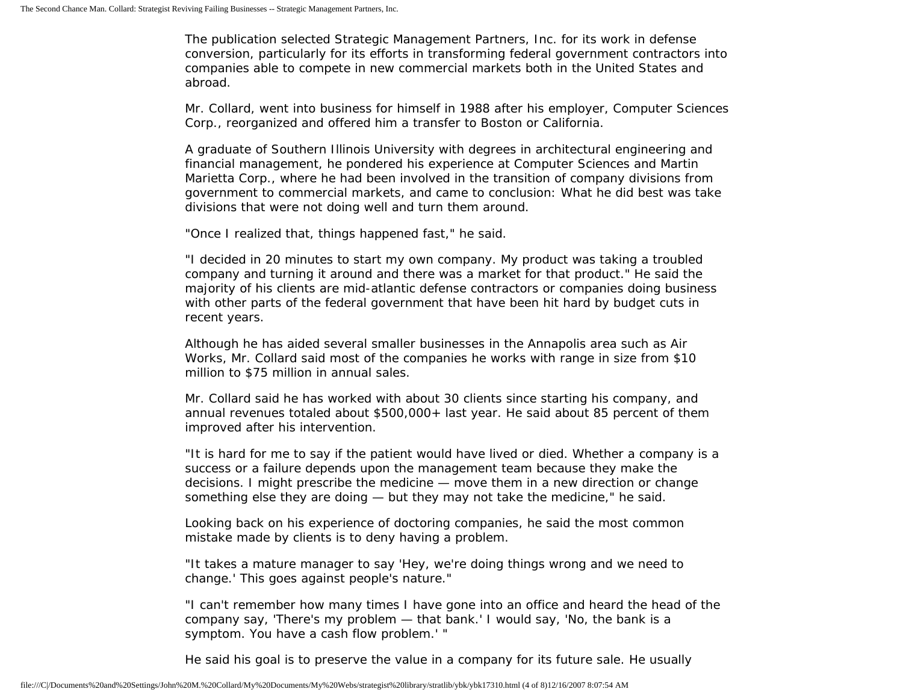The publication selected Strategic Management Partners, Inc. for its work in defense conversion, particularly for its efforts in transforming federal government contractors into companies able to compete in new commercial markets both in the United States and abroad.

Mr. Collard, went into business for himself in 1988 after his employer, Computer Sciences Corp., reorganized and offered him a transfer to Boston or California.

A graduate of Southern Illinois University with degrees in architectural engineering and financial management, he pondered his experience at Computer Sciences and Martin Marietta Corp., where he had been involved in the transition of company divisions from government to commercial markets, and came to conclusion: What he did best was take divisions that were not doing well and turn them around.

"Once I realized that, things happened fast," he said.

"I decided in 20 minutes to start my own company. My product was taking a troubled company and turning it around and there was a market for that product." He said the majority of his clients are mid-atlantic defense contractors or companies doing business with other parts of the federal government that have been hit hard by budget cuts in recent years.

Although he has aided several smaller businesses in the Annapolis area such as Air Works, Mr. Collard said most of the companies he works with range in size from $10 million to $75 million in annual sales.

Mr. Collard said he has worked with about 30 clients since starting his company, and annual revenues totaled about $500,000+ last year. He said about 85 percent of them improved after his intervention.

"It is hard for me to say if the patient would have lived or died. Whether a company is a success or a failure depends upon the management team because they make the decisions. I might prescribe the medicine — move them in a new direction or change something else they are doing — but they may not take the medicine," he said.

Looking back on his experience of doctoring companies, he said the most common mistake made by clients is to deny having a problem.

"It takes a mature manager to say 'Hey, we're doing things wrong and we need to change.' This goes against people's nature."

"I can't remember how many times I have gone into an office and heard the head of the company say, 'There's my problem — that bank.' I would say, 'No, the bank is a symptom. You have a cash flow problem.' "

He said his goal is to preserve the value in a company for its future sale. He usually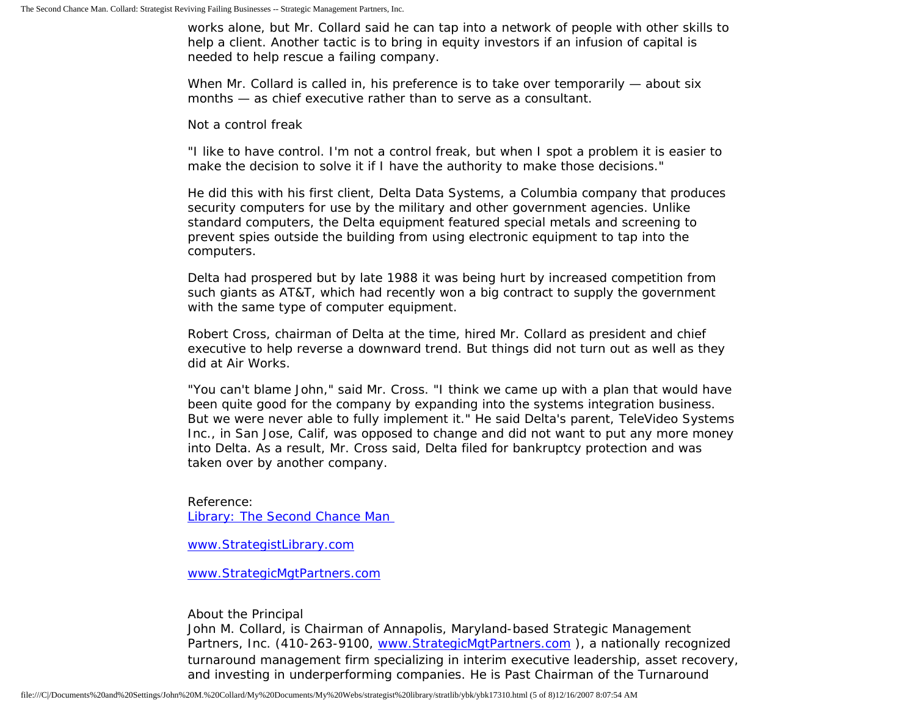works alone, but Mr. Collard said he can tap into a network of people with other skills to help a client. Another tactic is to bring in equity investors if an infusion of capital is needed to help rescue a failing company.

When Mr. Collard is called in, his preference is to take over temporarily — about six months — as chief executive rather than to serve as a consultant.

Not a control freak

"I like to have control. I'm not a control freak, but when I spot a problem it is easier to make the decision to solve it if I have the authority to make those decisions."

He did this with his first client, Delta Data Systems, a Columbia company that produces security computers for use by the military and other government agencies. Unlike standard computers, the Delta equipment featured special metals and screening to prevent spies outside the building from using electronic equipment to tap into the computers.

Delta had prospered but by late 1988 it was being hurt by increased competition from such giants as AT&T, which had recently won a big contract to supply the government with the same type of computer equipment.

Robert Cross, chairman of Delta at the time, hired Mr. Collard as president and chief executive to help reverse a downward trend. But things did not turn out as well as they did at Air Works.

"You can't blame John," said Mr. Cross. "I think we came up with a plan that would have been quite good for the company by expanding into the systems integration business. But we were never able to fully implement it." He said Delta's parent, TeleVideo Systems Inc., in San Jose, Calif, was opposed to change and did not want to put any more money into Delta. As a result, Mr. Cross said, Delta filed for bankruptcy protection and was taken over by another company.

Reference:
[Library: The Second Chance Man](Library: The Second Chance Man)

[www.StrategistLibrary.com](www.StrategistLibrary.com)

[www.StrategicMgtPartners.com](www.StrategicMgtPartners.com)

About the Principal
John M. Collard, is Chairman of Annapolis, Maryland-based Strategic Management Partners, Inc. (410-263-9100, [www.StrategicMgtPartners.com](www.StrategicMgtPartners.com) ), a nationally recognized turnaround management firm specializing in interim executive leadership, asset recovery, and investing in underperforming companies. He is Past Chairman of the Turnaround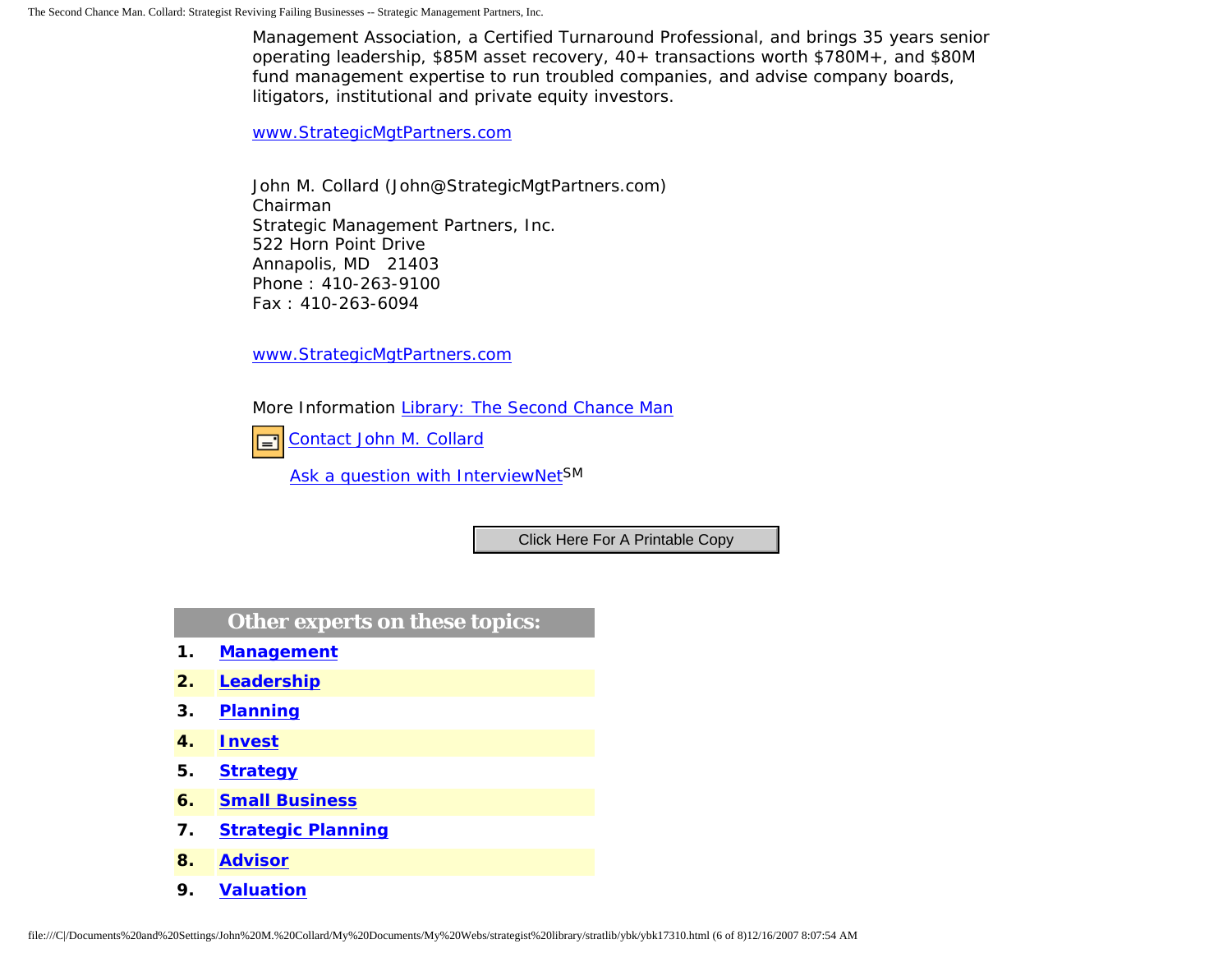Management Association, a Certified Turnaround Professional, and brings 35 years senior operating leadership, $85M asset recovery, 40+ transactions worth $780M+, and $80M fund management expertise to run troubled companies, and advise company boards, litigators, institutional and private equity investors.

[www.StrategicMgtPartners.com](http://www.StrategicMgtPartners.com)

John M. Collard (John@StrategicMgtPartners.com)
Chairman
Strategic Management Partners, Inc.
522 Horn Point Drive
Annapolis, MD 21403
Phone : 410-263-9100
Fax : 410-263-6094

[www.StrategicMgtPartners.com](http://www.StrategicMgtPartners.com)

More Information Library: The Second Chance Man

Contact John M. Collard

Ask a question with InterviewNet[SM]

Click Here For A Printable Copy

**Other experts on these topics:**

1. **Management**
2. **Leadership**
3. **Planning**
4. **Invest**
5. **Strategy**
6. **Small Business**
7. **Strategic Planning**
8. **Advisor**
9. **Valuation**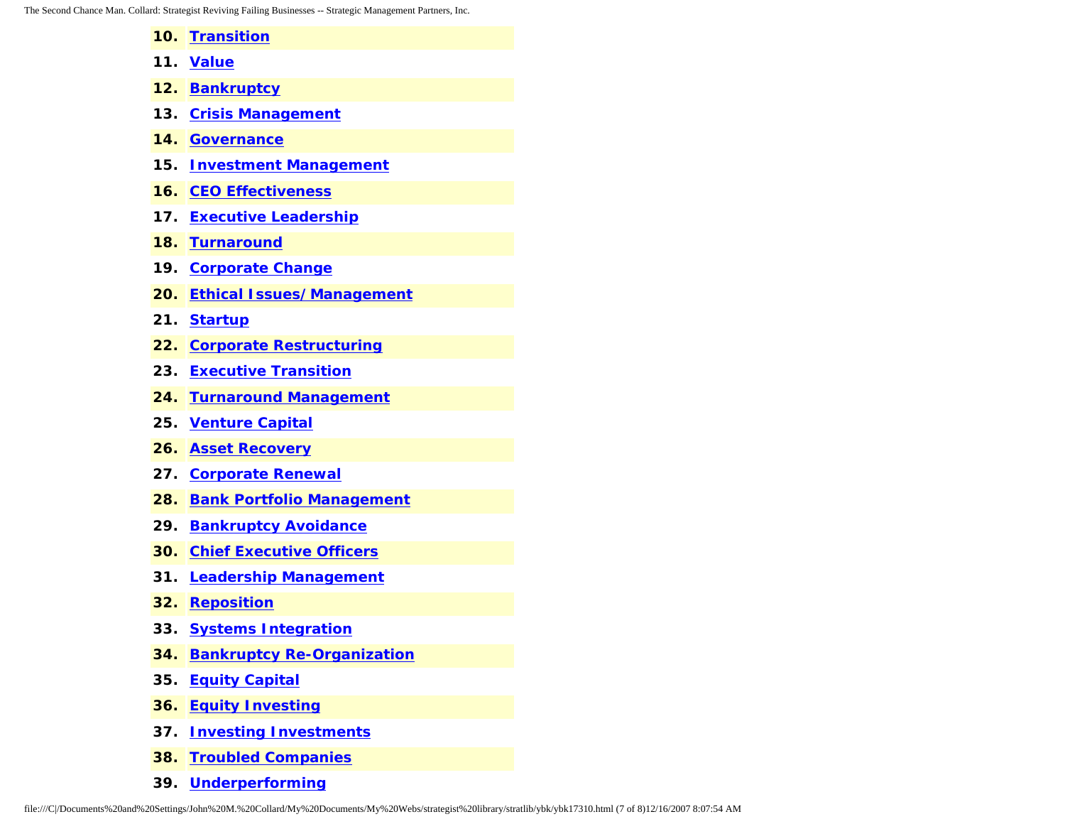10. **Transition**
11. **Value**
12. **Bankruptcy**
13. **Crisis Management**
14. **Governance**
15. **Investment Management**
16. **CEO Effectiveness**
17. **Executive Leadership**
18. **Turnaround**
19. **Corporate Change**
20. **Ethical Issues/ Management**
21. **Startup**
22. **Corporate Restructuring**
23. **Executive Transition**
24. **Turnaround Management**
25. **Venture Capital**
26. **Asset Recovery**
27. **Corporate Renewal**
28. **Bank Portfolio Management**
29. **Bankruptcy Avoidance**
30. **Chief Executive Officers**
31. **Leadership Management**
32. **Reposition**
33. **Systems Integration**
34. **Bankruptcy Re-Organization**
35. **Equity Capital**
36. **Equity Investing**
37. **Investing Investments**
38. **Troubled Companies**
39. **Underperforming**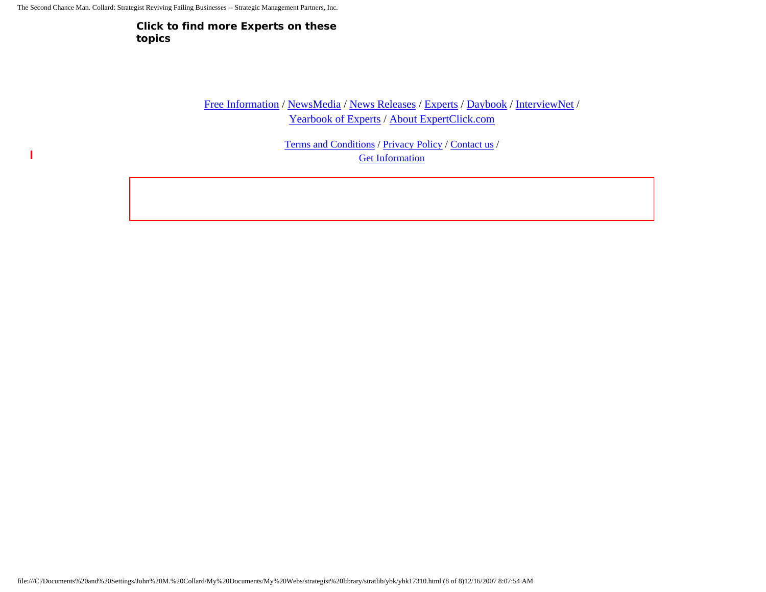**Click to find more Experts on these topics**

Free Information / NewsMedia / News Releases / Experts / Daybook / InterviewNet / Yearbook of Experts / About ExpertClick.com

Terms and Conditions / Privacy Policy / Contact us / Get Information